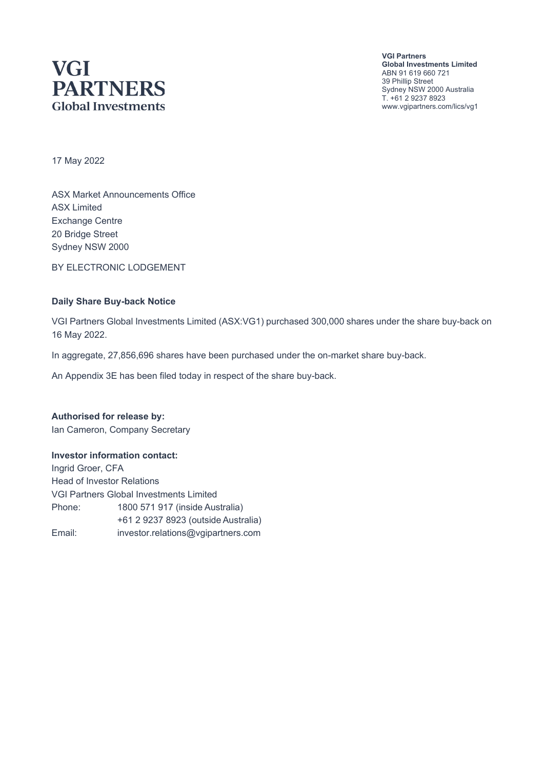# VGI PARTNERS
Global Investments

**VGI Partners**
**Global Investments Limited**
ABN 91 619 660 721
39 Phillip Street
Sydney NSW 2000 Australia
T. +61 2 9237 8923
www.vgipartners.com/lics/vg1

17 May 2022

ASX Market Announcements Office
ASX Limited
Exchange Centre
20 Bridge Street
Sydney NSW 2000

BY ELECTRONIC LODGEMENT

**Daily Share Buy-back Notice**

VGI Partners Global Investments Limited (ASX:VG1) purchased 300,000 shares under the share buy-back on 16 May 2022.

In aggregate, 27,856,696 shares have been purchased under the on-market share buy-back.

An Appendix 3E has been filed today in respect of the share buy-back.

**Authorised for release by:**
Ian Cameron, Company Secretary

**Investor information contact:**
Ingrid Groer, CFA
Head of Investor Relations
VGI Partners Global Investments Limited

| | |
|---|---|
| Phone: | 1800 571 917 (inside Australia) |
| | +61 2 9237 8923 (outside Australia) |
| Email: | investor.relations@vgipartners.com |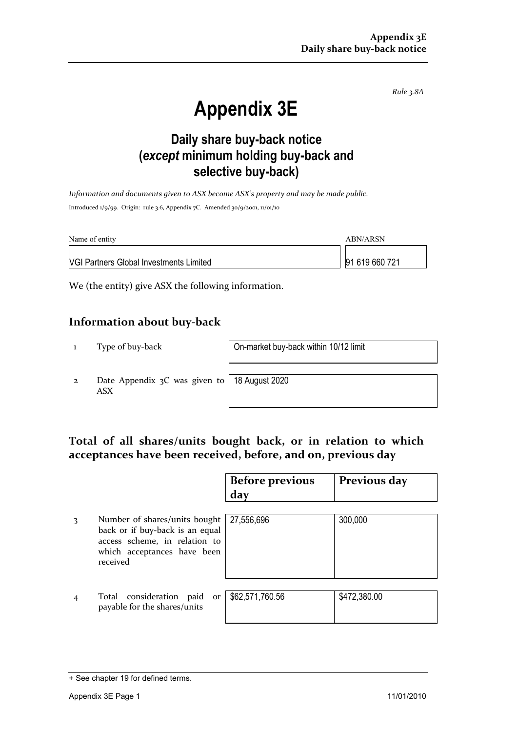*Rule 3.8A*

# Appendix 3E

## Daily share buy-back notice (*except* minimum holding buy-back and selective buy-back)

*Information and documents given to ASX become ASX's property and may be made public.*

Introduced 1/9/99. Origin: rule 3.6, Appendix 7C. Amended 30/9/2001, 11/01/10

| Name of entity | ABN/ARSN |
|---|---|
| VGI Partners Global Investments Limited | 91 619 660 721 |

We (the entity) give ASX the following information.

## Information about buy-back

| | | |
|---|---|---|
| 1 | Type of buy-back | On-market buy-back within 10/12 limit |
| 2 | Date Appendix 3C was given to ASX | 18 August 2020 |

## Total of all shares/units bought back, or in relation to which acceptances have been received, before, and on, previous day

| | | Before previous day | Previous day |
|---|---|---|---|
| 3 | Number of shares/units bought back or if buy-back is an equal access scheme, in relation to which acceptances have been received | 27,556,696 | 300,000 |
| 4 | Total consideration paid or payable for the shares/units | $62,571,760.56 | $472,380.00 |

+ See chapter 19 for defined terms.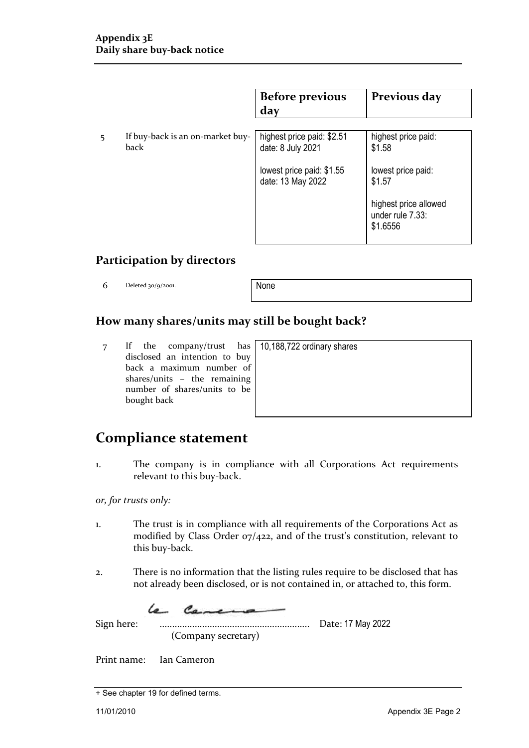| | | Before previous day | Previous day |
|---|---|---|---|
| 5 | If buy-back is an on-market buy-back | highest price paid: $2.51<br>date: 8 July 2021<br><br>lowest price paid: $1.55<br>date: 13 May 2022 | highest price paid: $1.58<br><br>lowest price paid: $1.57<br><br>highest price allowed under rule 7.33: $1.6556 |

## Participation by directors

| | | |
|---|---|---|
| 6 | Deleted 30/9/2001. | None |

## How many shares/units may still be bought back?

| | | |
|---|---|---|
| 7 | If the company/trust has disclosed an intention to buy back a maximum number of shares/units – the remaining number of shares/units to be bought back | 10,188,722 ordinary shares |

# Compliance statement

1. The company is in compliance with all Corporations Act requirements relevant to this buy-back.

*or, for trusts only:*

1. The trust is in compliance with all requirements of the Corporations Act as modified by Class Order 07/422, and of the trust's constitution, relevant to this buy-back.

2. There is no information that the listing rules require to be disclosed that has not already been disclosed, or is not contained in, or attached to, this form.

Sign here: ............................................................ Date: 17 May 2022
(Company secretary)

Print name: Ian Cameron

+ See chapter 19 for defined terms.